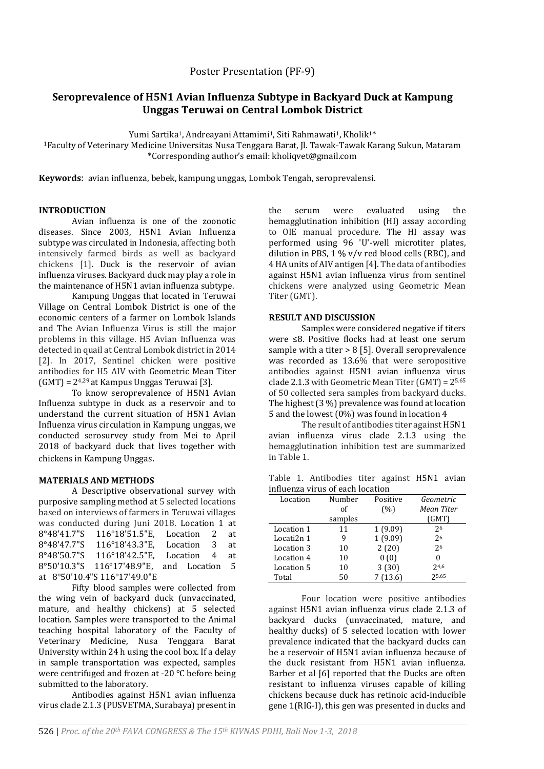Poster Presentation (PF-9)

# Seroprevalence of H5N1 Avian Influenza Subtype in Backyard Duck at Kampung Unggas Teruwai on Central Lombok District

Yumi Sartika[1], Andreayani Attamimi[1], Siti Rahmawati[1], Kholik[1]*

[1]Faculty of Veterinary Medicine Universitas Nusa Tenggara Barat, Jl. Tawak-Tawak Karang Sukun, Mataram

*Corresponding author's email: kholiqvet@gmail.com

**Keywords**: avian influenza, bebek, kampung unggas, Lombok Tengah, seroprevalensi.

## INTRODUCTION

Avian influenza is one of the zoonotic diseases. Since 2003, H5N1 Avian Influenza subtype was circulated in Indonesia, affecting both intensively farmed birds as well as backyard chickens [1]. Duck is the reservoir of avian influenza viruses. Backyard duck may play a role in the maintenance of H5N1 avian influenza subtype.

Kampung Unggas that located in Teruwai Village on Central Lombok District is one of the economic centers of a farmer on Lombok Islands and The Avian Influenza Virus is still the major problems in this village. H5 Avian Influenza was detected in quail at Central Lombok district in 2014 [2]. In 2017, Sentinel chicken were positive antibodies for H5 AIV with Geometric Mean Titer (GMT) = $2^{4,29}$ at Kampus Unggas Teruwai [3].

To know seroprevalence of H5N1 Avian Influenza subtype in duck as a reservoir and to understand the current situation of H5N1 Avian Influenza virus circulation in Kampung unggas, we conducted serosurvey study from Mei to April 2018 of backyard duck that lives together with chickens in Kampung Unggas.

## MATERIALS AND METHODS

A Descriptive observational survey with purposive sampling method at 5 selected locations based on interviews of farmers in Teruwai villages was conducted during Juni 2018. Location 1 at 8°48'41.7"S 116°18'51.5"E, Location 2 at 8°48'47.7"S 116°18'43.3"E, Location 3 at 8°48'50.7"S 116°18'42.5"E, Location 4 at 8°50'10.3"S 116°17'48.9"E, and Location 5 at 8°50'10.4"S 116°17'49.0"E

Fifty blood samples were collected from the wing vein of backyard duck (unvaccinated, mature, and healthy chickens) at 5 selected location. Samples were transported to the Animal teaching hospital laboratory of the Faculty of Veterinary Medicine, Nusa Tenggara Barat University within 24 h using the cool box. If a delay in sample transportation was expected, samples were centrifuged and frozen at -20 °C before being submitted to the laboratory.

Antibodies against H5N1 avian influenza virus clade 2.1.3 (PUSVETMA, Surabaya) present in the serum were evaluated using the hemagglutination inhibition (HI) assay according to OIE manual procedure. The HI assay was performed using 96 'U'-well microtiter plates, dilution in PBS, 1 % v/v red blood cells (RBC), and 4 HA units of AIV antigen [4]. The data of antibodies against H5N1 avian influenza virus from sentinel chickens were analyzed using Geometric Mean Titer (GMT).

## RESULT AND DISCUSSION

Samples were considered negative if titers were ≤8. Positive flocks had at least one serum sample with a titer > 8 [5]. Overall seroprevalence was recorded as 13.6% that were seropositive antibodies against H5N1 avian influenza virus clade 2.1.3 with Geometric Mean Titer (GMT) = $2^{5.65}$ of 50 collected sera samples from backyard ducks. The highest (3 %) prevalence was found at location 5 and the lowest (0%) was found in location 4

The result of antibodies titer against H5N1 avian influenza virus clade 2.1.3 using the hemagglutination inhibition test are summarized in Table 1.

Table 1. Antibodies titer against H5N1 avian influenza virus of each location

| Location | Number of samples | Positive (%) | *Geometric Mean Titer* (GMT) |
|---|---|---|---|
| Location 1 | 11 | 1 (9.09) | $2^6$ |
| Locati2n 1 | 9 | 1 (9.09) | $2^6$ |
| Location 3 | 10 | 2 (20) | $2^6$ |
| Location 4 | 10 | 0 (0) | 0 |
| Location 5 | 10 | 3 (30) | $2^{4,6}$ |
| Total | 50 | 7 (13.6) | $2^{5.65}$ |

Four location were positive antibodies against H5N1 avian influenza virus clade 2.1.3 of backyard ducks (unvaccinated, mature, and healthy ducks) of 5 selected location with lower prevalence indicated that the backyard ducks can be a reservoir of H5N1 avian influenza because of the duck resistant from H5N1 avian influenza. Barber et al [6] reported that the Ducks are often resistant to influenza viruses capable of killing chickens because duck has retinoic acid-inducible gene 1(RIG-I), this gen was presented in ducks and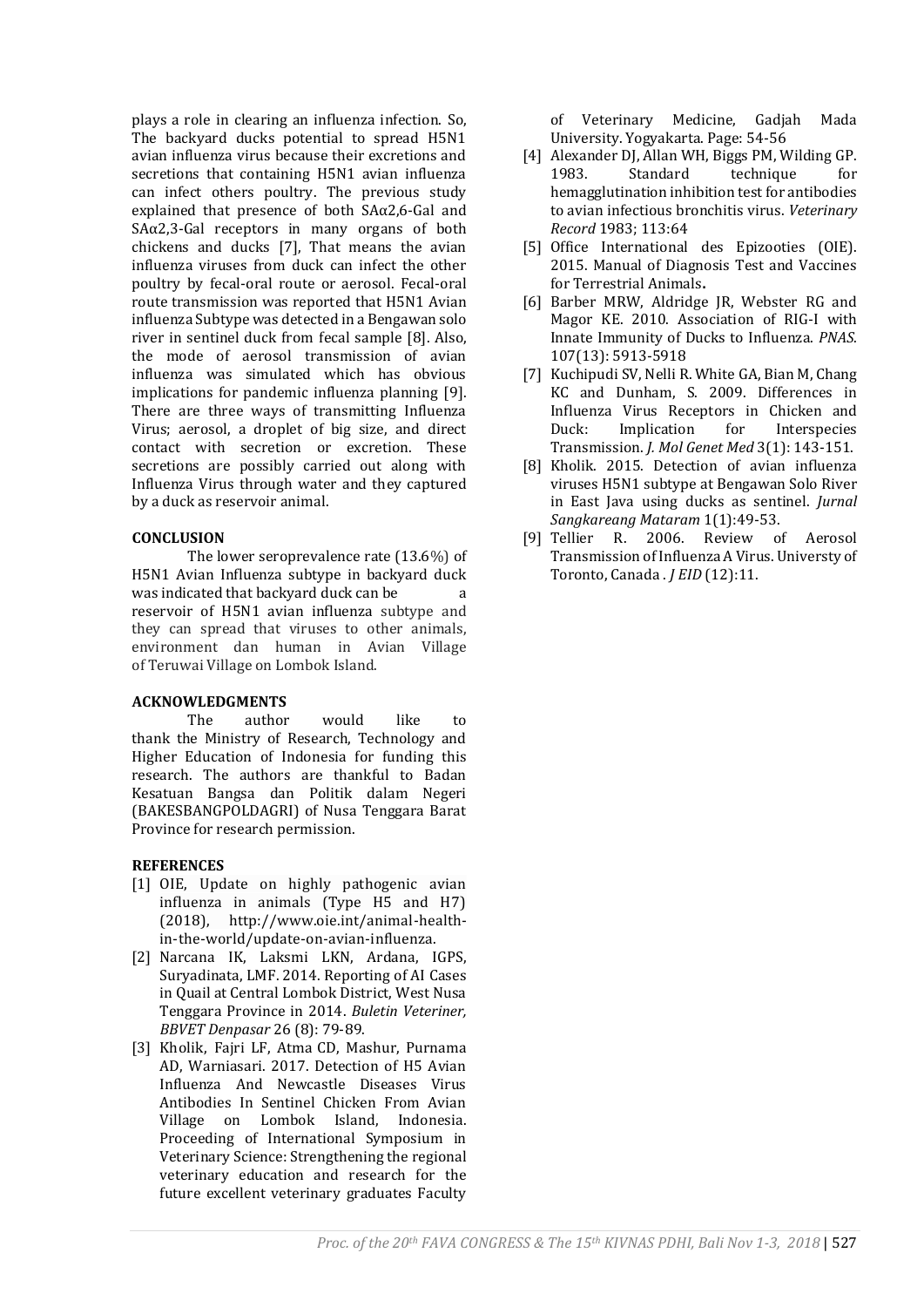plays a role in clearing an influenza infection. So, The backyard ducks potential to spread H5N1 avian influenza virus because their excretions and secretions that containing H5N1 avian influenza can infect others poultry. The previous study explained that presence of both SAα2,6-Gal and SAα2,3-Gal receptors in many organs of both chickens and ducks [7], That means the avian influenza viruses from duck can infect the other poultry by fecal-oral route or aerosol. Fecal-oral route transmission was reported that H5N1 Avian influenza Subtype was detected in a Bengawan solo river in sentinel duck from fecal sample [8]. Also, the mode of aerosol transmission of avian influenza was simulated which has obvious implications for pandemic influenza planning [9]. There are three ways of transmitting Influenza Virus; aerosol, a droplet of big size, and direct contact with secretion or excretion. These secretions are possibly carried out along with Influenza Virus through water and they captured by a duck as reservoir animal.

## CONCLUSION

The lower seroprevalence rate (13.6%) of H5N1 Avian Influenza subtype in backyard duck was indicated that backyard duck can be a reservoir of H5N1 avian influenza subtype and they can spread that viruses to other animals, environment dan human in Avian Village of Teruwai Village on Lombok Island.

## ACKNOWLEDGMENTS

The author would like to thank the Ministry of Research, Technology and Higher Education of Indonesia for funding this research. The authors are thankful to Badan Kesatuan Bangsa dan Politik dalam Negeri (BAKESBANGPOLDAGRI) of Nusa Tenggara Barat Province for research permission.

## REFERENCES

[1] OIE, Update on highly pathogenic avian influenza in animals (Type H5 and H7) (2018), http://www.oie.int/animal-health-in-the-world/update-on-avian-influenza.

[2] Narcana IK, Laksmi LKN, Ardana, IGPS, Suryadinata, LMF. 2014. Reporting of AI Cases in Quail at Central Lombok District, West Nusa Tenggara Province in 2014. *Buletin Veteriner, BBVET Denpasar* 26 (8): 79-89.

[3] Kholik, Fajri LF, Atma CD, Mashur, Purnama AD, Warniasari. 2017. Detection of H5 Avian Influenza And Newcastle Diseases Virus Antibodies In Sentinel Chicken From Avian Village on Lombok Island, Indonesia. Proceeding of International Symposium in Veterinary Science: Strengthening the regional veterinary education and research for the future excellent veterinary graduates Faculty of Veterinary Medicine, Gadjah Mada University. Yogyakarta. Page: 54-56

[4] Alexander DJ, Allan WH, Biggs PM, Wilding GP. 1983. Standard technique for hemagglutination inhibition test for antibodies to avian infectious bronchitis virus. *Veterinary Record* 1983; 113:64

[5] Office International des Epizooties (OIE). 2015. Manual of Diagnosis Test and Vaccines for Terrestrial Animals**.**

[6] Barber MRW, Aldridge JR, Webster RG and Magor KE. 2010. Association of RIG-I with Innate Immunity of Ducks to Influenza. *PNAS*. 107(13): 5913-5918

[7] Kuchipudi SV, Nelli R. White GA, Bian M, Chang KC and Dunham, S. 2009. Differences in Influenza Virus Receptors in Chicken and Duck: Implication for Interspecies Transmission. *J. Mol Genet Med* 3(1): 143-151.

[8] Kholik. 2015. Detection of avian influenza viruses H5N1 subtype at Bengawan Solo River in East Java using ducks as sentinel. *Jurnal Sangkareang Mataram* 1(1):49-53.

[9] Tellier R. 2006. Review of Aerosol Transmission of Influenza A Virus. Universty of Toronto, Canada . *J EID* (12):11.